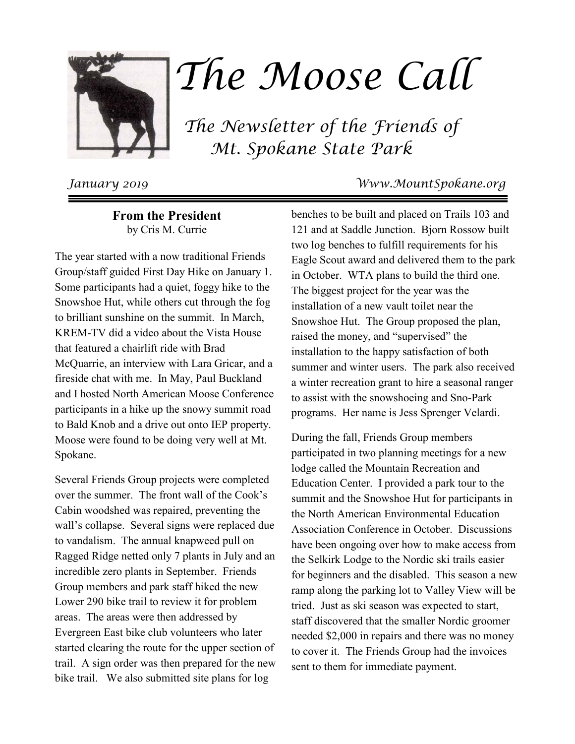# The Moose Call

*The Newsletter of the Friends of Mt. Spokane State Park*

*January 2019* *Www.MountSpokane.org*

## From the President

by Cris M. Currie

The year started with a now traditional Friends Group/staff guided First Day Hike on January 1. Some participants had a quiet, foggy hike to the Snowshoe Hut, while others cut through the fog to brilliant sunshine on the summit. In March, KREM-TV did a video about the Vista House that featured a chairlift ride with Brad McQuarrie, an interview with Lara Gricar, and a fireside chat with me. In May, Paul Buckland and I hosted North American Moose Conference participants in a hike up the snowy summit road to Bald Knob and a drive out onto IEP property. Moose were found to be doing very well at Mt. Spokane.

Several Friends Group projects were completed over the summer. The front wall of the Cook's Cabin woodshed was repaired, preventing the wall's collapse. Several signs were replaced due to vandalism. The annual knapweed pull on Ragged Ridge netted only 7 plants in July and an incredible zero plants in September. Friends Group members and park staff hiked the new Lower 290 bike trail to review it for problem areas. The areas were then addressed by Evergreen East bike club volunteers who later started clearing the route for the upper section of trail. A sign order was then prepared for the new bike trail. We also submitted site plans for log benches to be built and placed on Trails 103 and 121 and at Saddle Junction. Bjorn Rossow built two log benches to fulfill requirements for his Eagle Scout award and delivered them to the park in October. WTA plans to build the third one. The biggest project for the year was the installation of a new vault toilet near the Snowshoe Hut. The Group proposed the plan, raised the money, and "supervised" the installation to the happy satisfaction of both summer and winter users. The park also received a winter recreation grant to hire a seasonal ranger to assist with the snowshoeing and Sno-Park programs. Her name is Jess Sprenger Velardi.

During the fall, Friends Group members participated in two planning meetings for a new lodge called the Mountain Recreation and Education Center. I provided a park tour to the summit and the Snowshoe Hut for participants in the North American Environmental Education Association Conference in October. Discussions have been ongoing over how to make access from the Selkirk Lodge to the Nordic ski trails easier for beginners and the disabled. This season a new ramp along the parking lot to Valley View will be tried. Just as ski season was expected to start, staff discovered that the smaller Nordic groomer needed $2,000 in repairs and there was no money to cover it. The Friends Group had the invoices sent to them for immediate payment.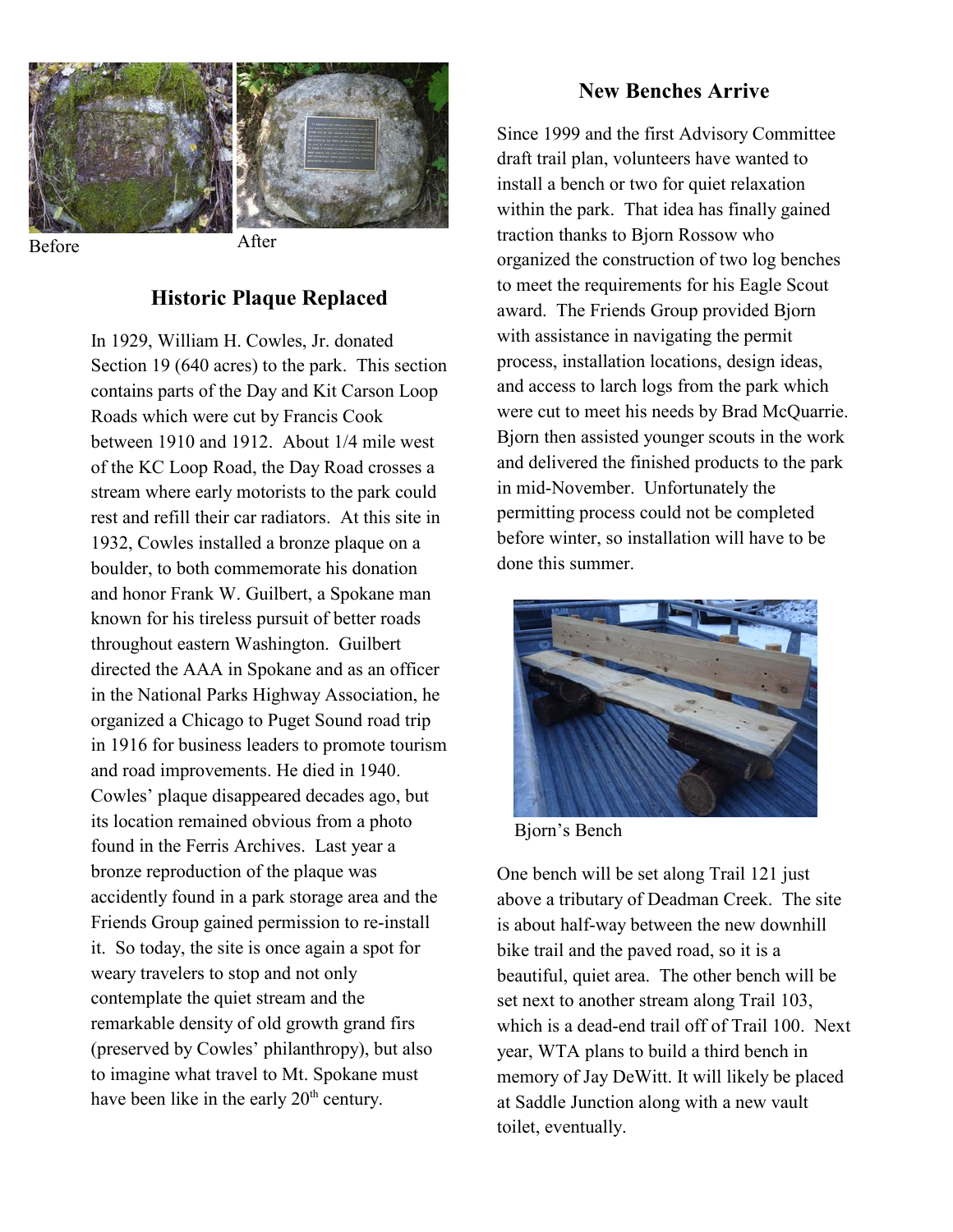Before

After

## Historic Plaque Replaced

In 1929, William H. Cowles, Jr. donated Section 19 (640 acres) to the park. This section contains parts of the Day and Kit Carson Loop Roads which were cut by Francis Cook between 1910 and 1912. About 1/4 mile west of the KC Loop Road, the Day Road crosses a stream where early motorists to the park could rest and refill their car radiators. At this site in 1932, Cowles installed a bronze plaque on a boulder, to both commemorate his donation and honor Frank W. Guilbert, a Spokane man known for his tireless pursuit of better roads throughout eastern Washington. Guilbert directed the AAA in Spokane and as an officer in the National Parks Highway Association, he organized a Chicago to Puget Sound road trip in 1916 for business leaders to promote tourism and road improvements. He died in 1940. Cowles' plaque disappeared decades ago, but its location remained obvious from a photo found in the Ferris Archives. Last year a bronze reproduction of the plaque was accidently found in a park storage area and the Friends Group gained permission to re-install it. So today, the site is once again a spot for weary travelers to stop and not only contemplate the quiet stream and the remarkable density of old growth grand firs (preserved by Cowles' philanthropy), but also to imagine what travel to Mt. Spokane must have been like in the early 20th century.

## New Benches Arrive

Since 1999 and the first Advisory Committee draft trail plan, volunteers have wanted to install a bench or two for quiet relaxation within the park. That idea has finally gained traction thanks to Bjorn Rossow who organized the construction of two log benches to meet the requirements for his Eagle Scout award. The Friends Group provided Bjorn with assistance in navigating the permit process, installation locations, design ideas, and access to larch logs from the park which were cut to meet his needs by Brad McQuarrie. Bjorn then assisted younger scouts in the work and delivered the finished products to the park in mid-November. Unfortunately the permitting process could not be completed before winter, so installation will have to be done this summer.

Bjorn's Bench

One bench will be set along Trail 121 just above a tributary of Deadman Creek. The site is about half-way between the new downhill bike trail and the paved road, so it is a beautiful, quiet area. The other bench will be set next to another stream along Trail 103, which is a dead-end trail off of Trail 100. Next year, WTA plans to build a third bench in memory of Jay DeWitt. It will likely be placed at Saddle Junction along with a new vault toilet, eventually.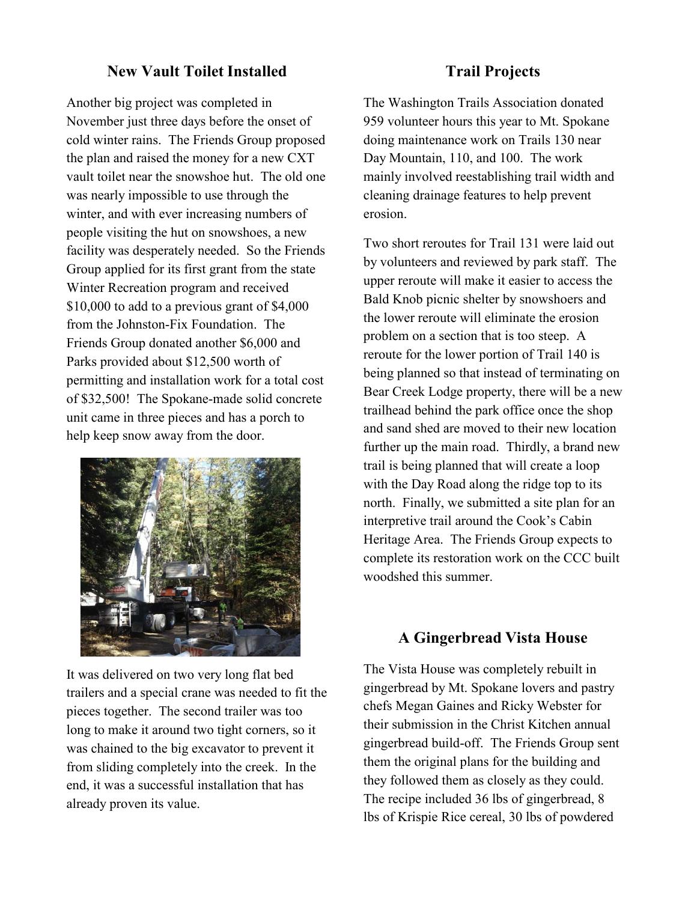## New Vault Toilet Installed

Another big project was completed in November just three days before the onset of cold winter rains. The Friends Group proposed the plan and raised the money for a new CXT vault toilet near the snowshoe hut. The old one was nearly impossible to use through the winter, and with ever increasing numbers of people visiting the hut on snowshoes, a new facility was desperately needed. So the Friends Group applied for its first grant from the state Winter Recreation program and received $10,000 to add to a previous grant of $4,000 from the Johnston-Fix Foundation. The Friends Group donated another $6,000 and Parks provided about $12,500 worth of permitting and installation work for a total cost of $32,500! The Spokane-made solid concrete unit came in three pieces and has a porch to help keep snow away from the door.

It was delivered on two very long flat bed trailers and a special crane was needed to fit the pieces together. The second trailer was too long to make it around two tight corners, so it was chained to the big excavator to prevent it from sliding completely into the creek. In the end, it was a successful installation that has already proven its value.

## Trail Projects

The Washington Trails Association donated 959 volunteer hours this year to Mt. Spokane doing maintenance work on Trails 130 near Day Mountain, 110, and 100. The work mainly involved reestablishing trail width and cleaning drainage features to help prevent erosion.

Two short reroutes for Trail 131 were laid out by volunteers and reviewed by park staff. The upper reroute will make it easier to access the Bald Knob picnic shelter by snowshoers and the lower reroute will eliminate the erosion problem on a section that is too steep. A reroute for the lower portion of Trail 140 is being planned so that instead of terminating on Bear Creek Lodge property, there will be a new trailhead behind the park office once the shop and sand shed are moved to their new location further up the main road. Thirdly, a brand new trail is being planned that will create a loop with the Day Road along the ridge top to its north. Finally, we submitted a site plan for an interpretive trail around the Cook's Cabin Heritage Area. The Friends Group expects to complete its restoration work on the CCC built woodshed this summer.

## A Gingerbread Vista House

The Vista House was completely rebuilt in gingerbread by Mt. Spokane lovers and pastry chefs Megan Gaines and Ricky Webster for their submission in the Christ Kitchen annual gingerbread build-off. The Friends Group sent them the original plans for the building and they followed them as closely as they could. The recipe included 36 lbs of gingerbread, 8 lbs of Krispie Rice cereal, 30 lbs of powdered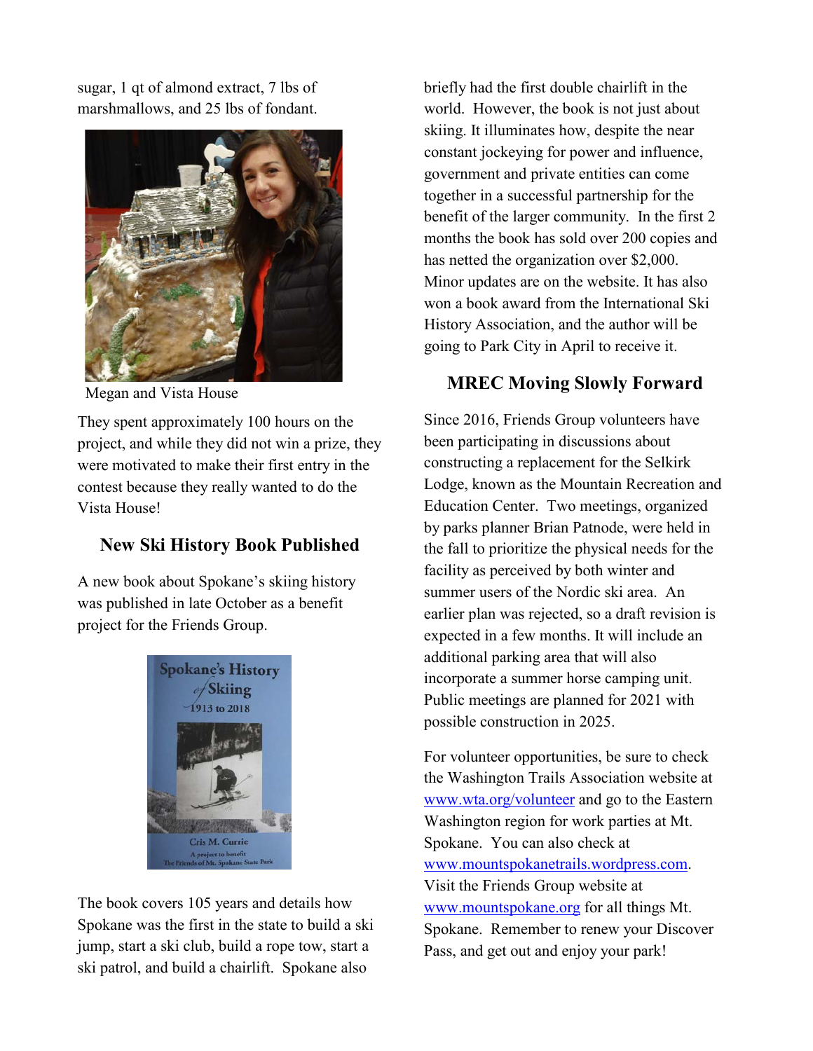sugar, 1 qt of almond extract, 7 lbs of marshmallows, and 25 lbs of fondant.

Megan and Vista House

They spent approximately 100 hours on the project, and while they did not win a prize, they were motivated to make their first entry in the contest because they really wanted to do the Vista House!

## New Ski History Book Published

A new book about Spokane's skiing history was published in late October as a benefit project for the Friends Group.

The book covers 105 years and details how Spokane was the first in the state to build a ski jump, start a ski club, build a rope tow, start a ski patrol, and build a chairlift. Spokane also briefly had the first double chairlift in the world. However, the book is not just about skiing. It illuminates how, despite the near constant jockeying for power and influence, government and private entities can come together in a successful partnership for the benefit of the larger community. In the first 2 months the book has sold over 200 copies and has netted the organization over $2,000. Minor updates are on the website. It has also won a book award from the International Ski History Association, and the author will be going to Park City in April to receive it.

## MREC Moving Slowly Forward

Since 2016, Friends Group volunteers have been participating in discussions about constructing a replacement for the Selkirk Lodge, known as the Mountain Recreation and Education Center. Two meetings, organized by parks planner Brian Patnode, were held in the fall to prioritize the physical needs for the facility as perceived by both winter and summer users of the Nordic ski area. An earlier plan was rejected, so a draft revision is expected in a few months. It will include an additional parking area that will also incorporate a summer horse camping unit. Public meetings are planned for 2021 with possible construction in 2025.

For volunteer opportunities, be sure to check the Washington Trails Association website at www.wta.org/volunteer and go to the Eastern Washington region for work parties at Mt. Spokane. You can also check at www.mountspokanetrails.wordpress.com. Visit the Friends Group website at www.mountspokane.org for all things Mt. Spokane. Remember to renew your Discover Pass, and get out and enjoy your park!